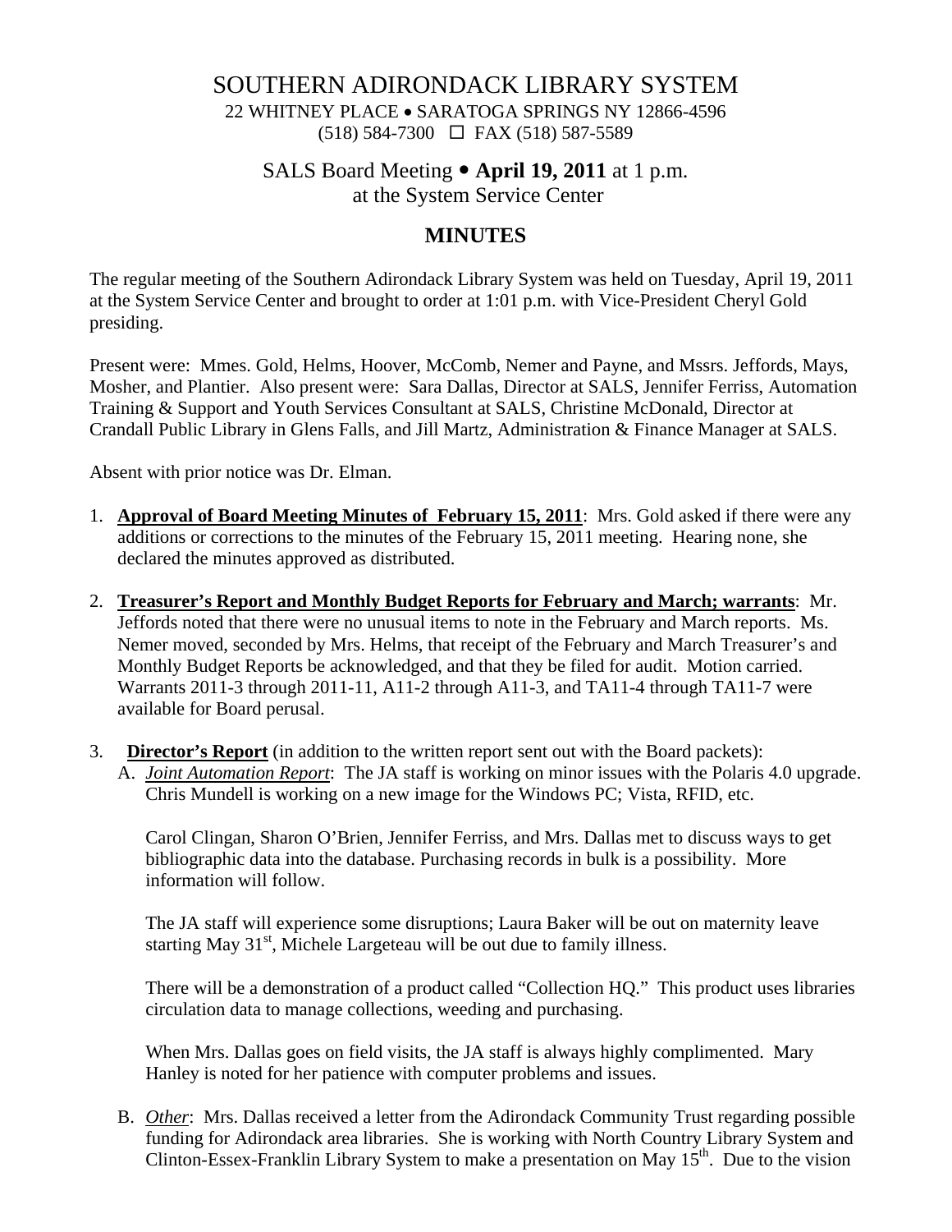# SOUTHERN ADIRONDACK LIBRARY SYSTEM

22 WHITNEY PLACE • SARATOGA SPRINGS NY 12866-4596
(518) 584-7300 ☐ FAX (518) 587-5589

## SALS Board Meeting • **April 19, 2011** at 1 p.m.
## at the System Service Center

## MINUTES

The regular meeting of the Southern Adirondack Library System was held on Tuesday, April 19, 2011 at the System Service Center and brought to order at 1:01 p.m. with Vice-President Cheryl Gold presiding.

Present were: Mmes. Gold, Helms, Hoover, McComb, Nemer and Payne, and Mssrs. Jeffords, Mays, Mosher, and Plantier. Also present were: Sara Dallas, Director at SALS, Jennifer Ferriss, Automation Training & Support and Youth Services Consultant at SALS, Christine McDonald, Director at Crandall Public Library in Glens Falls, and Jill Martz, Administration & Finance Manager at SALS.

Absent with prior notice was Dr. Elman.

1. **Approval of Board Meeting Minutes of February 15, 2011**: Mrs. Gold asked if there were any additions or corrections to the minutes of the February 15, 2011 meeting. Hearing none, she declared the minutes approved as distributed.

2. **Treasurer's Report and Monthly Budget Reports for February and March; warrants**: Mr. Jeffords noted that there were no unusual items to note in the February and March reports. Ms. Nemer moved, seconded by Mrs. Helms, that receipt of the February and March Treasurer's and Monthly Budget Reports be acknowledged, and that they be filed for audit. Motion carried. Warrants 2011-3 through 2011-11, A11-2 through A11-3, and TA11-4 through TA11-7 were available for Board perusal.

3. **Director's Report** (in addition to the written report sent out with the Board packets):

   A. *Joint Automation Report*: The JA staff is working on minor issues with the Polaris 4.0 upgrade. Chris Mundell is working on a new image for the Windows PC; Vista, RFID, etc.

      Carol Clingan, Sharon O'Brien, Jennifer Ferriss, and Mrs. Dallas met to discuss ways to get bibliographic data into the database. Purchasing records in bulk is a possibility. More information will follow.

      The JA staff will experience some disruptions; Laura Baker will be out on maternity leave starting May 31st, Michele Largeteau will be out due to family illness.

      There will be a demonstration of a product called "Collection HQ." This product uses libraries circulation data to manage collections, weeding and purchasing.

      When Mrs. Dallas goes on field visits, the JA staff is always highly complimented. Mary Hanley is noted for her patience with computer problems and issues.

   B. *Other*: Mrs. Dallas received a letter from the Adirondack Community Trust regarding possible funding for Adirondack area libraries. She is working with North Country Library System and Clinton-Essex-Franklin Library System to make a presentation on May 15th. Due to the vision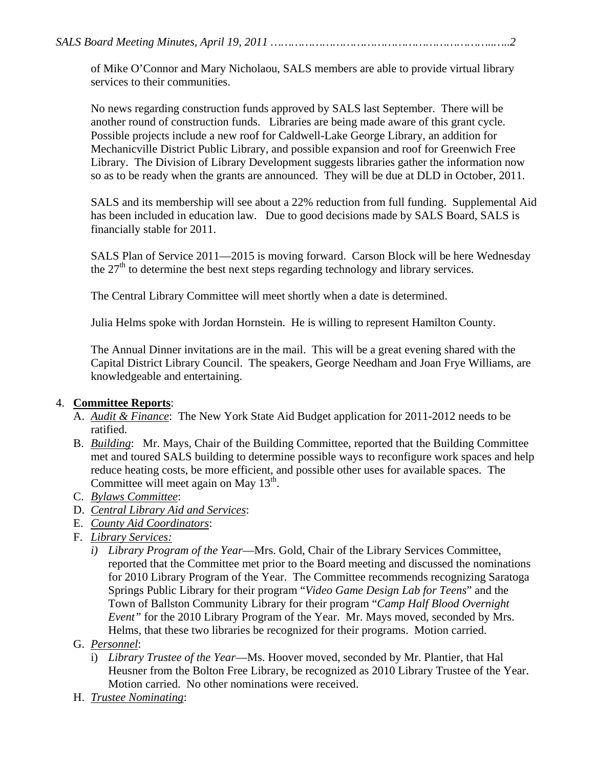of Mike O'Connor and Mary Nicholaou, SALS members are able to provide virtual library services to their communities.

No news regarding construction funds approved by SALS last September. There will be another round of construction funds. Libraries are being made aware of this grant cycle. Possible projects include a new roof for Caldwell-Lake George Library, an addition for Mechanicville District Public Library, and possible expansion and roof for Greenwich Free Library. The Division of Library Development suggests libraries gather the information now so as to be ready when the grants are announced. They will be due at DLD in October, 2011.

SALS and its membership will see about a 22% reduction from full funding. Supplemental Aid has been included in education law. Due to good decisions made by SALS Board, SALS is financially stable for 2011.

SALS Plan of Service 2011—2015 is moving forward. Carson Block will be here Wednesday the 27th to determine the best next steps regarding technology and library services.

The Central Library Committee will meet shortly when a date is determined.

Julia Helms spoke with Jordan Hornstein. He is willing to represent Hamilton County.

The Annual Dinner invitations are in the mail. This will be a great evening shared with the Capital District Library Council. The speakers, George Needham and Joan Frye Williams, are knowledgeable and entertaining.

4. **Committee Reports**:
   A. *Audit & Finance*: The New York State Aid Budget application for 2011-2012 needs to be ratified.
   B. *Building*: Mr. Mays, Chair of the Building Committee, reported that the Building Committee met and toured SALS building to determine possible ways to reconfigure work spaces and help reduce heating costs, be more efficient, and possible other uses for available spaces. The Committee will meet again on May 13th.
   C. *Bylaws Committee*:
   D. *Central Library Aid and Services*:
   E. *County Aid Coordinators*:
   F. *Library Services:*
      i) *Library Program of the Year*—Mrs. Gold, Chair of the Library Services Committee, reported that the Committee met prior to the Board meeting and discussed the nominations for 2010 Library Program of the Year. The Committee recommends recognizing Saratoga Springs Public Library for their program "*Video Game Design Lab for Teens*" and the Town of Ballston Community Library for their program "*Camp Half Blood Overnight Event*" for the 2010 Library Program of the Year. Mr. Mays moved, seconded by Mrs. Helms, that these two libraries be recognized for their programs. Motion carried.
   G. *Personnel*:
      i) *Library Trustee of the Year*—Ms. Hoover moved, seconded by Mr. Plantier, that Hal Heusner from the Bolton Free Library, be recognized as 2010 Library Trustee of the Year. Motion carried. No other nominations were received.
   H. *Trustee Nominating*: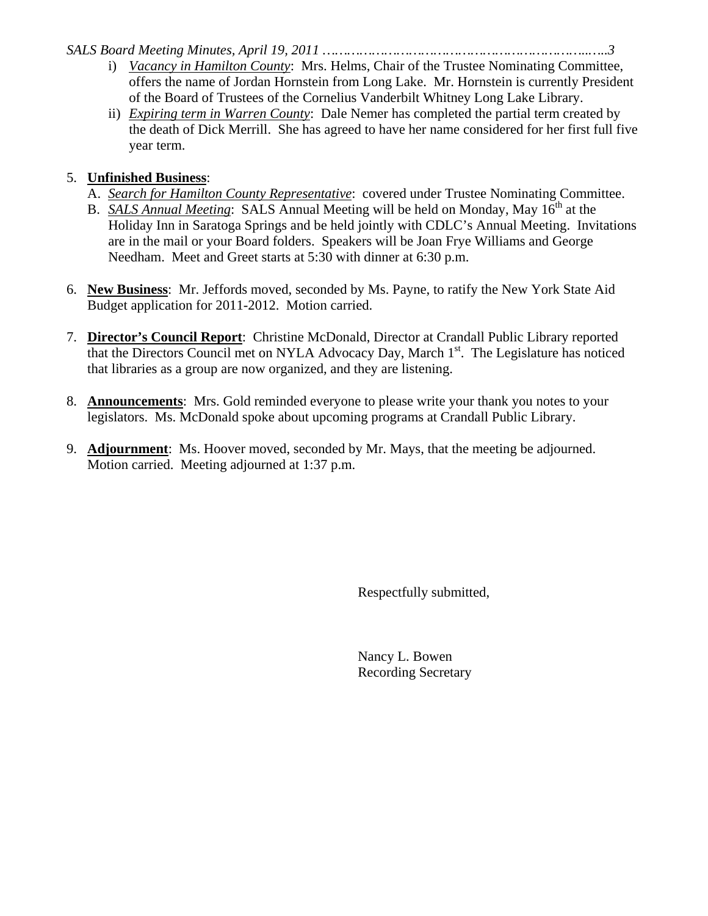i) *Vacancy in Hamilton County*: Mrs. Helms, Chair of the Trustee Nominating Committee, offers the name of Jordan Hornstein from Long Lake. Mr. Hornstein is currently President of the Board of Trustees of the Cornelius Vanderbilt Whitney Long Lake Library.

ii) *Expiring term in Warren County*: Dale Nemer has completed the partial term created by the death of Dick Merrill. She has agreed to have her name considered for her first full five year term.

5. **Unfinished Business**:
   A. *Search for Hamilton County Representative*: covered under Trustee Nominating Committee.
   B. *SALS Annual Meeting*: SALS Annual Meeting will be held on Monday, May 16th at the Holiday Inn in Saratoga Springs and be held jointly with CDLC's Annual Meeting. Invitations are in the mail or your Board folders. Speakers will be Joan Frye Williams and George Needham. Meet and Greet starts at 5:30 with dinner at 6:30 p.m.

6. **New Business**: Mr. Jeffords moved, seconded by Ms. Payne, to ratify the New York State Aid Budget application for 2011-2012. Motion carried.

7. **Director's Council Report**: Christine McDonald, Director at Crandall Public Library reported that the Directors Council met on NYLA Advocacy Day, March 1st. The Legislature has noticed that libraries as a group are now organized, and they are listening.

8. **Announcements**: Mrs. Gold reminded everyone to please write your thank you notes to your legislators. Ms. McDonald spoke about upcoming programs at Crandall Public Library.

9. **Adjournment**: Ms. Hoover moved, seconded by Mr. Mays, that the meeting be adjourned. Motion carried. Meeting adjourned at 1:37 p.m.

Respectfully submitted,

Nancy L. Bowen
Recording Secretary